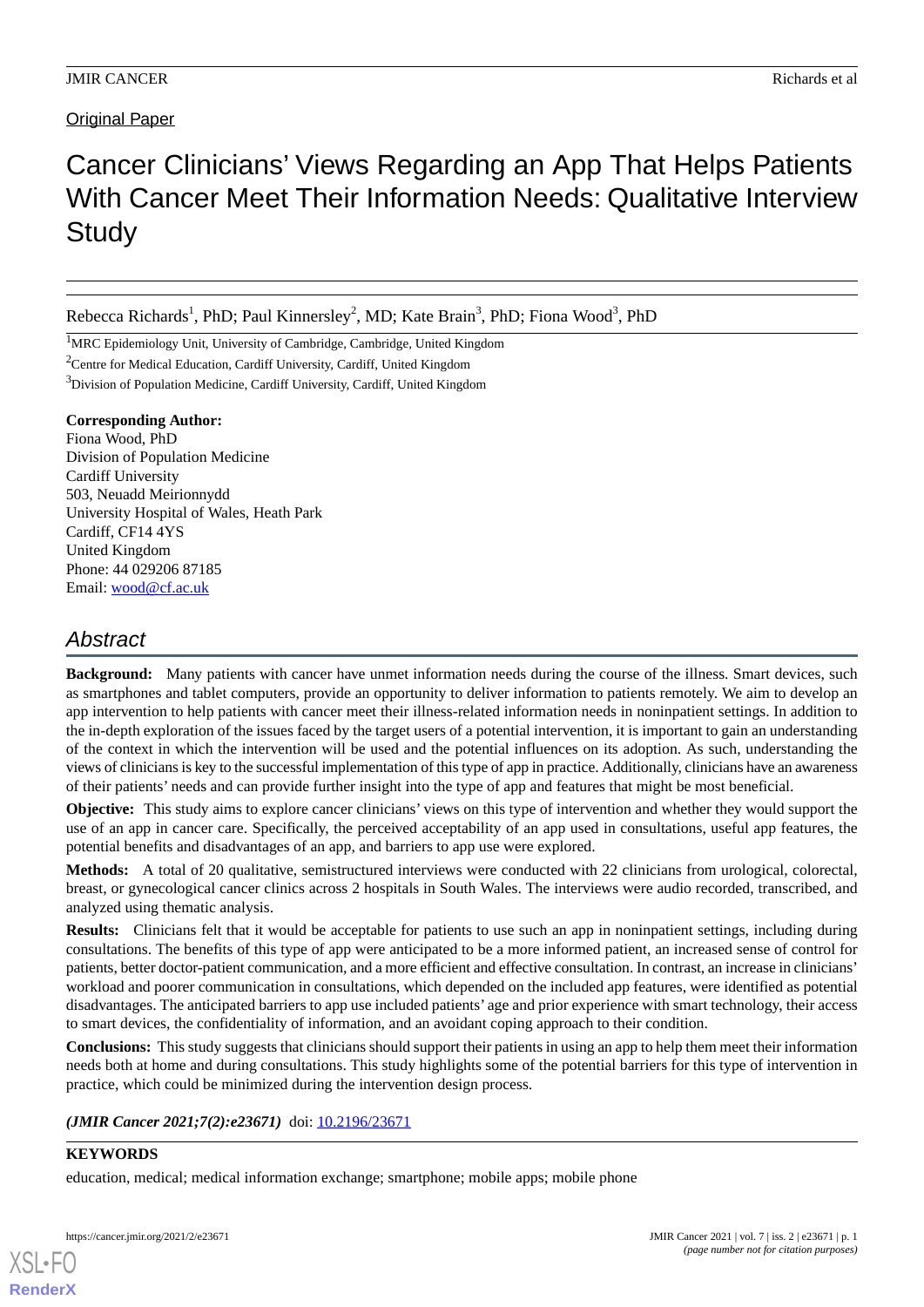Original Paper

# Cancer Clinicians' Views Regarding an App That Helps Patients With Cancer Meet Their Information Needs: Qualitative Interview Study

Rebecca Richards[1], PhD; Paul Kinnersley[2], MD; Kate Brain[3], PhD; Fiona Wood[3], PhD

[1]MRC Epidemiology Unit, University of Cambridge, Cambridge, United Kingdom

[2]Centre for Medical Education, Cardiff University, Cardiff, United Kingdom

[3]Division of Population Medicine, Cardiff University, Cardiff, United Kingdom

**Corresponding Author:**
Fiona Wood, PhD
Division of Population Medicine
Cardiff University
503, Neuadd Meirionnydd
University Hospital of Wales, Heath Park
Cardiff, CF14 4YS
United Kingdom
Phone: 44 029206 87185
Email: wood@cf.ac.uk

## Abstract

**Background:** Many patients with cancer have unmet information needs during the course of the illness. Smart devices, such as smartphones and tablet computers, provide an opportunity to deliver information to patients remotely. We aim to develop an app intervention to help patients with cancer meet their illness-related information needs in noninpatient settings. In addition to the in-depth exploration of the issues faced by the target users of a potential intervention, it is important to gain an understanding of the context in which the intervention will be used and the potential influences on its adoption. As such, understanding the views of clinicians is key to the successful implementation of this type of app in practice. Additionally, clinicians have an awareness of their patients' needs and can provide further insight into the type of app and features that might be most beneficial.

**Objective:** This study aims to explore cancer clinicians' views on this type of intervention and whether they would support the use of an app in cancer care. Specifically, the perceived acceptability of an app used in consultations, useful app features, the potential benefits and disadvantages of an app, and barriers to app use were explored.

**Methods:** A total of 20 qualitative, semistructured interviews were conducted with 22 clinicians from urological, colorectal, breast, or gynecological cancer clinics across 2 hospitals in South Wales. The interviews were audio recorded, transcribed, and analyzed using thematic analysis.

**Results:** Clinicians felt that it would be acceptable for patients to use such an app in noninpatient settings, including during consultations. The benefits of this type of app were anticipated to be a more informed patient, an increased sense of control for patients, better doctor-patient communication, and a more efficient and effective consultation. In contrast, an increase in clinicians' workload and poorer communication in consultations, which depended on the included app features, were identified as potential disadvantages. The anticipated barriers to app use included patients' age and prior experience with smart technology, their access to smart devices, the confidentiality of information, and an avoidant coping approach to their condition.

**Conclusions:** This study suggests that clinicians should support their patients in using an app to help them meet their information needs both at home and during consultations. This study highlights some of the potential barriers for this type of intervention in practice, which could be minimized during the intervention design process.

***(JMIR Cancer 2021;7(2):e23671)*** doi: 10.2196/23671

### KEYWORDS

education, medical; medical information exchange; smartphone; mobile apps; mobile phone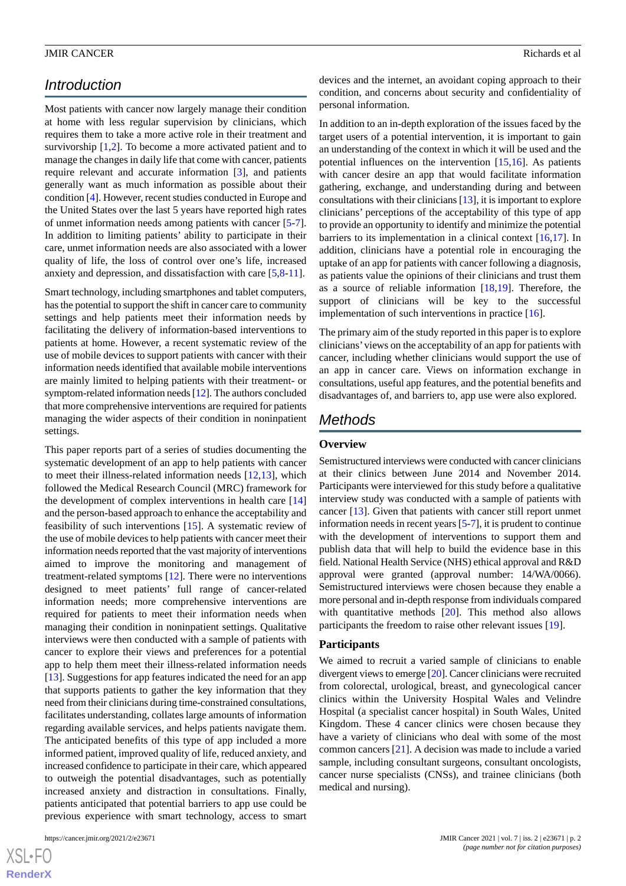## Introduction

Most patients with cancer now largely manage their condition at home with less regular supervision by clinicians, which requires them to take a more active role in their treatment and survivorship [1,2]. To become a more activated patient and to manage the changes in daily life that come with cancer, patients require relevant and accurate information [3], and patients generally want as much information as possible about their condition [4]. However, recent studies conducted in Europe and the United States over the last 5 years have reported high rates of unmet information needs among patients with cancer [5-7]. In addition to limiting patients' ability to participate in their care, unmet information needs are also associated with a lower quality of life, the loss of control over one's life, increased anxiety and depression, and dissatisfaction with care [5,8-11].

Smart technology, including smartphones and tablet computers, has the potential to support the shift in cancer care to community settings and help patients meet their information needs by facilitating the delivery of information-based interventions to patients at home. However, a recent systematic review of the use of mobile devices to support patients with cancer with their information needs identified that available mobile interventions are mainly limited to helping patients with their treatment- or symptom-related information needs [12]. The authors concluded that more comprehensive interventions are required for patients managing the wider aspects of their condition in noninpatient settings.

This paper reports part of a series of studies documenting the systematic development of an app to help patients with cancer to meet their illness-related information needs [12,13], which followed the Medical Research Council (MRC) framework for the development of complex interventions in health care [14] and the person-based approach to enhance the acceptability and feasibility of such interventions [15]. A systematic review of the use of mobile devices to help patients with cancer meet their information needs reported that the vast majority of interventions aimed to improve the monitoring and management of treatment-related symptoms [12]. There were no interventions designed to meet patients' full range of cancer-related information needs; more comprehensive interventions are required for patients to meet their information needs when managing their condition in noninpatient settings. Qualitative interviews were then conducted with a sample of patients with cancer to explore their views and preferences for a potential app to help them meet their illness-related information needs [13]. Suggestions for app features indicated the need for an app that supports patients to gather the key information that they need from their clinicians during time-constrained consultations, facilitates understanding, collates large amounts of information regarding available services, and helps patients navigate them. The anticipated benefits of this type of app included a more informed patient, improved quality of life, reduced anxiety, and increased confidence to participate in their care, which appeared to outweigh the potential disadvantages, such as potentially increased anxiety and distraction in consultations. Finally, patients anticipated that potential barriers to app use could be previous experience with smart technology, access to smart devices and the internet, an avoidant coping approach to their condition, and concerns about security and confidentiality of personal information.

In addition to an in-depth exploration of the issues faced by the target users of a potential intervention, it is important to gain an understanding of the context in which it will be used and the potential influences on the intervention [15,16]. As patients with cancer desire an app that would facilitate information gathering, exchange, and understanding during and between consultations with their clinicians [13], it is important to explore clinicians' perceptions of the acceptability of this type of app to provide an opportunity to identify and minimize the potential barriers to its implementation in a clinical context [16,17]. In addition, clinicians have a potential role in encouraging the uptake of an app for patients with cancer following a diagnosis, as patients value the opinions of their clinicians and trust them as a source of reliable information [18,19]. Therefore, the support of clinicians will be key to the successful implementation of such interventions in practice [16].

The primary aim of the study reported in this paper is to explore clinicians' views on the acceptability of an app for patients with cancer, including whether clinicians would support the use of an app in cancer care. Views on information exchange in consultations, useful app features, and the potential benefits and disadvantages of, and barriers to, app use were also explored.

## Methods

### Overview

Semistructured interviews were conducted with cancer clinicians at their clinics between June 2014 and November 2014. Participants were interviewed for this study before a qualitative interview study was conducted with a sample of patients with cancer [13]. Given that patients with cancer still report unmet information needs in recent years [5-7], it is prudent to continue with the development of interventions to support them and publish data that will help to build the evidence base in this field. National Health Service (NHS) ethical approval and R&D approval were granted (approval number: 14/WA/0066). Semistructured interviews were chosen because they enable a more personal and in-depth response from individuals compared with quantitative methods [20]. This method also allows participants the freedom to raise other relevant issues [19].

### Participants

We aimed to recruit a varied sample of clinicians to enable divergent views to emerge [20]. Cancer clinicians were recruited from colorectal, urological, breast, and gynecological cancer clinics within the University Hospital Wales and Velindre Hospital (a specialist cancer hospital) in South Wales, United Kingdom. These 4 cancer clinics were chosen because they have a variety of clinicians who deal with some of the most common cancers [21]. A decision was made to include a varied sample, including consultant surgeons, consultant oncologists, cancer nurse specialists (CNSs), and trainee clinicians (both medical and nursing).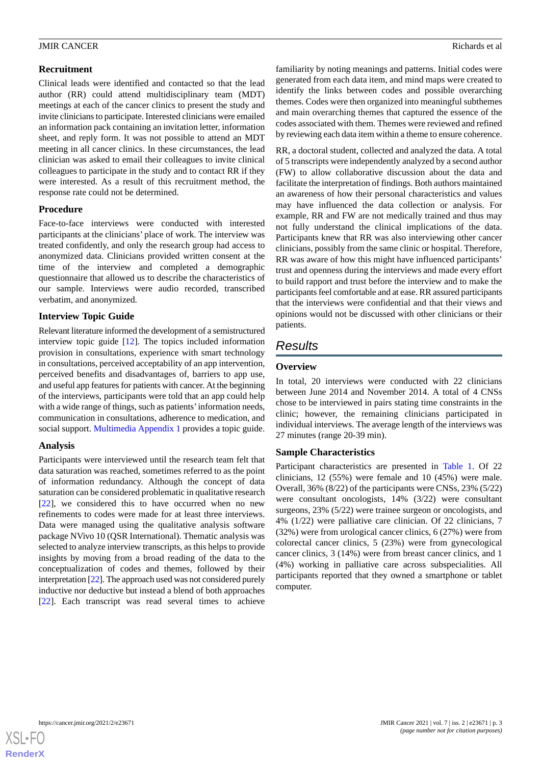### Recruitment

Clinical leads were identified and contacted so that the lead author (RR) could attend multidisciplinary team (MDT) meetings at each of the cancer clinics to present the study and invite clinicians to participate. Interested clinicians were emailed an information pack containing an invitation letter, information sheet, and reply form. It was not possible to attend an MDT meeting in all cancer clinics. In these circumstances, the lead clinician was asked to email their colleagues to invite clinical colleagues to participate in the study and to contact RR if they were interested. As a result of this recruitment method, the response rate could not be determined.

### Procedure

Face-to-face interviews were conducted with interested participants at the clinicians' place of work. The interview was treated confidently, and only the research group had access to anonymized data. Clinicians provided written consent at the time of the interview and completed a demographic questionnaire that allowed us to describe the characteristics of our sample. Interviews were audio recorded, transcribed verbatim, and anonymized.

### Interview Topic Guide

Relevant literature informed the development of a semistructured interview topic guide [12]. The topics included information provision in consultations, experience with smart technology in consultations, perceived acceptability of an app intervention, perceived benefits and disadvantages of, barriers to app use, and useful app features for patients with cancer. At the beginning of the interviews, participants were told that an app could help with a wide range of things, such as patients' information needs, communication in consultations, adherence to medication, and social support. Multimedia Appendix 1 provides a topic guide.

### Analysis

Participants were interviewed until the research team felt that data saturation was reached, sometimes referred to as the point of information redundancy. Although the concept of data saturation can be considered problematic in qualitative research [22], we considered this to have occurred when no new refinements to codes were made for at least three interviews. Data were managed using the qualitative analysis software package NVivo 10 (QSR International). Thematic analysis was selected to analyze interview transcripts, as this helps to provide insights by moving from a broad reading of the data to the conceptualization of codes and themes, followed by their interpretation [22]. The approach used was not considered purely inductive nor deductive but instead a blend of both approaches [22]. Each transcript was read several times to achieve familiarity by noting meanings and patterns. Initial codes were generated from each data item, and mind maps were created to identify the links between codes and possible overarching themes. Codes were then organized into meaningful subthemes and main overarching themes that captured the essence of the codes associated with them. Themes were reviewed and refined by reviewing each data item within a theme to ensure coherence.

RR, a doctoral student, collected and analyzed the data. A total of 5 transcripts were independently analyzed by a second author (FW) to allow collaborative discussion about the data and facilitate the interpretation of findings. Both authors maintained an awareness of how their personal characteristics and values may have influenced the data collection or analysis. For example, RR and FW are not medically trained and thus may not fully understand the clinical implications of the data. Participants knew that RR was also interviewing other cancer clinicians, possibly from the same clinic or hospital. Therefore, RR was aware of how this might have influenced participants' trust and openness during the interviews and made every effort to build rapport and trust before the interview and to make the participants feel comfortable and at ease. RR assured participants that the interviews were confidential and that their views and opinions would not be discussed with other clinicians or their patients.

## Results

### Overview

In total, 20 interviews were conducted with 22 clinicians between June 2014 and November 2014. A total of 4 CNSs chose to be interviewed in pairs stating time constraints in the clinic; however, the remaining clinicians participated in individual interviews. The average length of the interviews was 27 minutes (range 20-39 min).

### Sample Characteristics

Participant characteristics are presented in Table 1. Of 22 clinicians, 12 (55%) were female and 10 (45%) were male. Overall, 36% (8/22) of the participants were CNSs, 23% (5/22) were consultant oncologists, 14% (3/22) were consultant surgeons, 23% (5/22) were trainee surgeon or oncologists, and 4% (1/22) were palliative care clinician. Of 22 clinicians, 7 (32%) were from urological cancer clinics, 6 (27%) were from colorectal cancer clinics, 5 (23%) were from gynecological cancer clinics, 3 (14%) were from breast cancer clinics, and 1 (4%) working in palliative care across subspecialities. All participants reported that they owned a smartphone or tablet computer.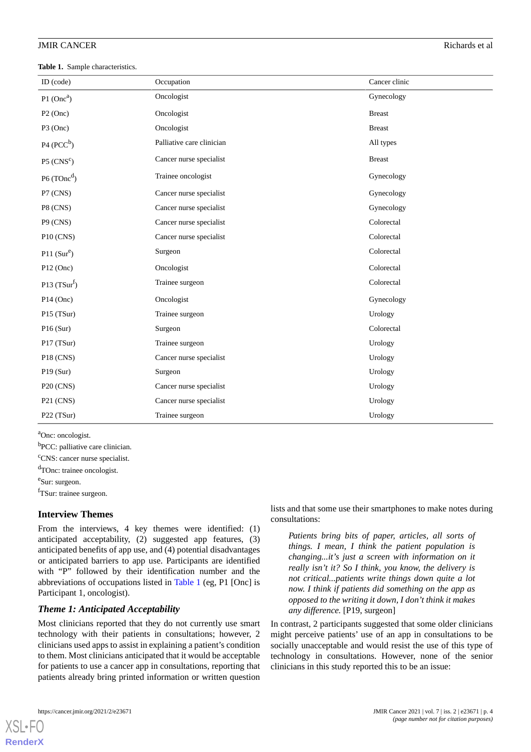**Table 1.** Sample characteristics.

| ID (code) | Occupation | Cancer clinic |
|---|---|---|
| P1 (Onc[a]) | Oncologist | Gynecology |
| P2 (Onc) | Oncologist | Breast |
| P3 (Onc) | Oncologist | Breast |
| P4 (PCC[b]) | Palliative care clinician | All types |
| P5 (CNS[c]) | Cancer nurse specialist | Breast |
| P6 (TOnc[d]) | Trainee oncologist | Gynecology |
| P7 (CNS) | Cancer nurse specialist | Gynecology |
| P8 (CNS) | Cancer nurse specialist | Gynecology |
| P9 (CNS) | Cancer nurse specialist | Colorectal |
| P10 (CNS) | Cancer nurse specialist | Colorectal |
| P11 (Sur[e]) | Surgeon | Colorectal |
| P12 (Onc) | Oncologist | Colorectal |
| P13 (TSur[f]) | Trainee surgeon | Colorectal |
| P14 (Onc) | Oncologist | Gynecology |
| P15 (TSur) | Trainee surgeon | Urology |
| P16 (Sur) | Surgeon | Colorectal |
| P17 (TSur) | Trainee surgeon | Urology |
| P18 (CNS) | Cancer nurse specialist | Urology |
| P19 (Sur) | Surgeon | Urology |
| P20 (CNS) | Cancer nurse specialist | Urology |
| P21 (CNS) | Cancer nurse specialist | Urology |
| P22 (TSur) | Trainee surgeon | Urology |

[a]Onc: oncologist.
[b]PCC: palliative care clinician.
[c]CNS: cancer nurse specialist.
[d]TOnc: trainee oncologist.
[e]Sur: surgeon.
[f]TSur: trainee surgeon.

### Interview Themes

From the interviews, 4 key themes were identified: (1) anticipated acceptability, (2) suggested app features, (3) anticipated benefits of app use, and (4) potential disadvantages or anticipated barriers to app use. Participants are identified with "P" followed by their identification number and the abbreviations of occupations listed in Table 1 (eg, P1 [Onc] is Participant 1, oncologist).

### *Theme 1: Anticipated Acceptability*

Most clinicians reported that they do not currently use smart technology with their patients in consultations; however, 2 clinicians used apps to assist in explaining a patient's condition to them. Most clinicians anticipated that it would be acceptable for patients to use a cancer app in consultations, reporting that patients already bring printed information or written question lists and that some use their smartphones to make notes during consultations:

> *Patients bring bits of paper, articles, all sorts of things. I mean, I think the patient population is changing...it's just a screen with information on it really isn't it? So I think, you know, the delivery is not critical...patients write things down quite a lot now. I think if patients did something on the app as opposed to the writing it down, I don't think it makes any difference.* [P19, surgeon]

In contrast, 2 participants suggested that some older clinicians might perceive patients' use of an app in consultations to be socially unacceptable and would resist the use of this type of technology in consultations. However, none of the senior clinicians in this study reported this to be an issue: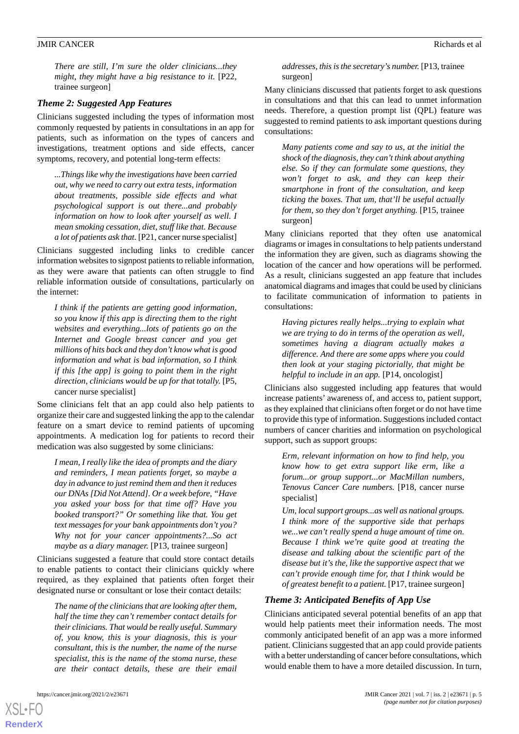> *There are still, I'm sure the older clinicians...they might, they might have a big resistance to it.* [P22, trainee surgeon]

### Theme 2: Suggested App Features

Clinicians suggested including the types of information most commonly requested by patients in consultations in an app for patients, such as information on the types of cancers and investigations, treatment options and side effects, cancer symptoms, recovery, and potential long-term effects:

> *...Things like why the investigations have been carried out, why we need to carry out extra tests, information about treatments, possible side effects and what psychological support is out there...and probably information on how to look after yourself as well. I mean smoking cessation, diet, stuff like that. Because a lot of patients ask that.* [P21, cancer nurse specialist]

Clinicians suggested including links to credible cancer information websites to signpost patients to reliable information, as they were aware that patients can often struggle to find reliable information outside of consultations, particularly on the internet:

> *I think if the patients are getting good information, so you know if this app is directing them to the right websites and everything...lots of patients go on the Internet and Google breast cancer and you get millions of hits back and they don't know what is good information and what is bad information, so I think if this [the app] is going to point them in the right direction, clinicians would be up for that totally.* [P5, cancer nurse specialist]

Some clinicians felt that an app could also help patients to organize their care and suggested linking the app to the calendar feature on a smart device to remind patients of upcoming appointments. A medication log for patients to record their medication was also suggested by some clinicians:

> *I mean, I really like the idea of prompts and the diary and reminders, I mean patients forget, so maybe a day in advance to just remind them and then it reduces our DNAs [Did Not Attend]. Or a week before, "Have you asked your boss for that time off? Have you booked transport?" Or something like that. You get text messages for your bank appointments don't you? Why not for your cancer appointments?...So act maybe as a diary manager.* [P13, trainee surgeon]

Clinicians suggested a feature that could store contact details to enable patients to contact their clinicians quickly where required, as they explained that patients often forget their designated nurse or consultant or lose their contact details:

> *The name of the clinicians that are looking after them, half the time they can't remember contact details for their clinicians. That would be really useful. Summary of, you know, this is your diagnosis, this is your consultant, this is the number, the name of the nurse specialist, this is the name of the stoma nurse, these are their contact details, these are their email addresses, this is the secretary's number.* [P13, trainee surgeon]

Many clinicians discussed that patients forget to ask questions in consultations and that this can lead to unmet information needs. Therefore, a question prompt list (QPL) feature was suggested to remind patients to ask important questions during consultations:

> *Many patients come and say to us, at the initial the shock of the diagnosis, they can't think about anything else. So if they can formulate some questions, they won't forget to ask, and they can keep their smartphone in front of the consultation, and keep ticking the boxes. That um, that'll be useful actually for them, so they don't forget anything.* [P15, trainee surgeon]

Many clinicians reported that they often use anatomical diagrams or images in consultations to help patients understand the information they are given, such as diagrams showing the location of the cancer and how operations will be performed. As a result, clinicians suggested an app feature that includes anatomical diagrams and images that could be used by clinicians to facilitate communication of information to patients in consultations:

> *Having pictures really helps...trying to explain what we are trying to do in terms of the operation as well, sometimes having a diagram actually makes a difference. And there are some apps where you could then look at your staging pictorially, that might be helpful to include in an app.* [P14, oncologist]

Clinicians also suggested including app features that would increase patients' awareness of, and access to, patient support, as they explained that clinicians often forget or do not have time to provide this type of information. Suggestions included contact numbers of cancer charities and information on psychological support, such as support groups:

> *Erm, relevant information on how to find help, you know how to get extra support like erm, like a forum...or group support...or MacMillan numbers, Tenovus Cancer Care numbers.* [P18, cancer nurse specialist]

> *Um, local support groups...as well as national groups. I think more of the supportive side that perhaps we...we can't really spend a huge amount of time on. Because I think we're quite good at treating the disease and talking about the scientific part of the disease but it's the, like the supportive aspect that we can't provide enough time for, that I think would be of greatest benefit to a patient.* [P17, trainee surgeon]

### Theme 3: Anticipated Benefits of App Use

Clinicians anticipated several potential benefits of an app that would help patients meet their information needs. The most commonly anticipated benefit of an app was a more informed patient. Clinicians suggested that an app could provide patients with a better understanding of cancer before consultations, which would enable them to have a more detailed discussion. In turn,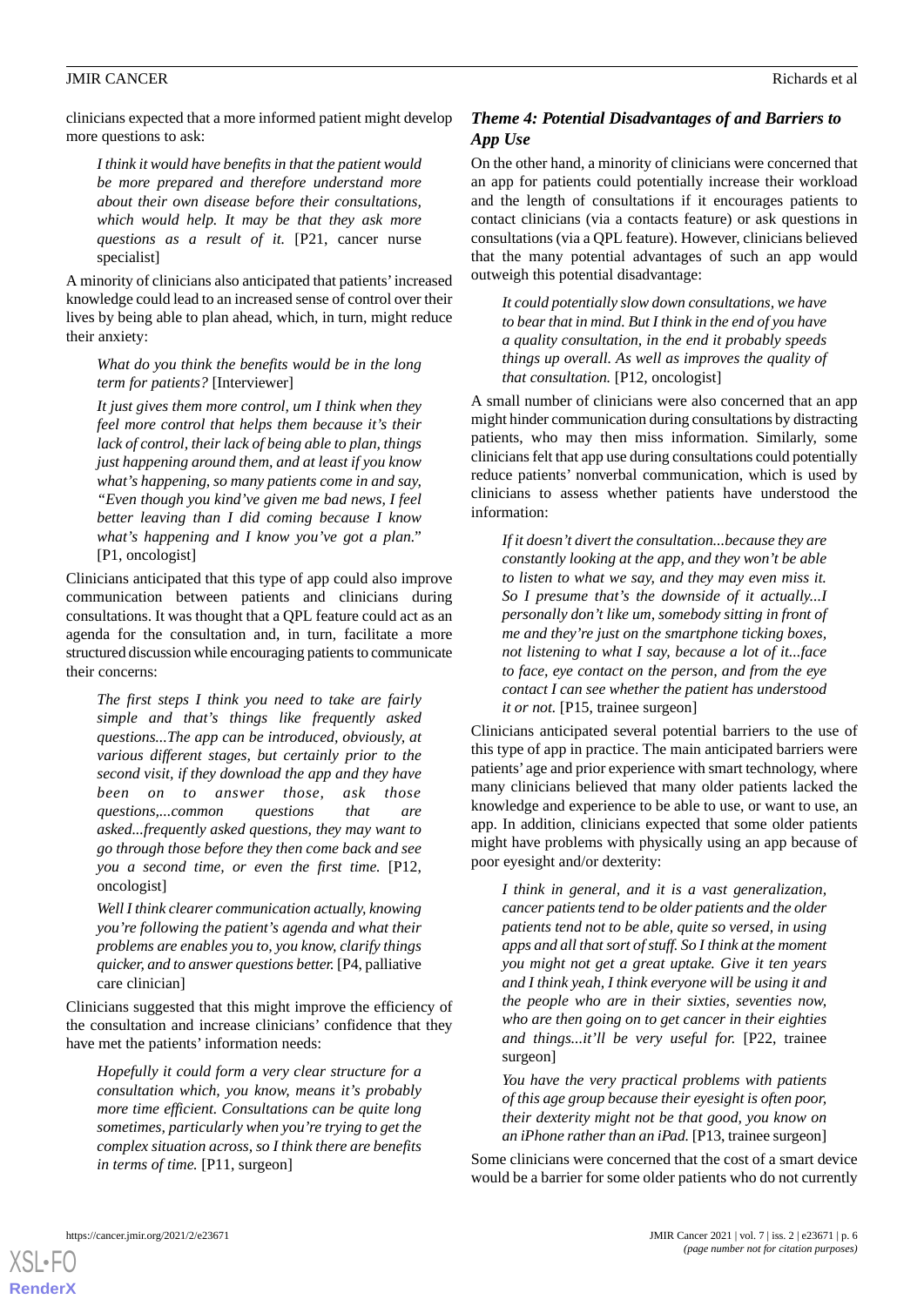clinicians expected that a more informed patient might develop more questions to ask:

> *I think it would have benefits in that the patient would be more prepared and therefore understand more about their own disease before their consultations, which would help. It may be that they ask more questions as a result of it.* [P21, cancer nurse specialist]

A minority of clinicians also anticipated that patients' increased knowledge could lead to an increased sense of control over their lives by being able to plan ahead, which, in turn, might reduce their anxiety:

> *What do you think the benefits would be in the long term for patients?* [Interviewer]
>
> *It just gives them more control, um I think when they feel more control that helps them because it's their lack of control, their lack of being able to plan, things just happening around them, and at least if you know what's happening, so many patients come in and say, "Even though you kind've given me bad news, I feel better leaving than I did coming because I know what's happening and I know you've got a plan."* [P1, oncologist]

Clinicians anticipated that this type of app could also improve communication between patients and clinicians during consultations. It was thought that a QPL feature could act as an agenda for the consultation and, in turn, facilitate a more structured discussion while encouraging patients to communicate their concerns:

> *The first steps I think you need to take are fairly simple and that's things like frequently asked questions...The app can be introduced, obviously, at various different stages, but certainly prior to the second visit, if they download the app and they have been on to answer those, ask those questions,...common questions that are asked...frequently asked questions, they may want to go through those before they then come back and see you a second time, or even the first time.* [P12, oncologist]
>
> *Well I think clearer communication actually, knowing you're following the patient's agenda and what their problems are enables you to, you know, clarify things quicker, and to answer questions better.* [P4, palliative care clinician]

Clinicians suggested that this might improve the efficiency of the consultation and increase clinicians' confidence that they have met the patients' information needs:

> *Hopefully it could form a very clear structure for a consultation which, you know, means it's probably more time efficient. Consultations can be quite long sometimes, particularly when you're trying to get the complex situation across, so I think there are benefits in terms of time.* [P11, surgeon]

### *Theme 4: Potential Disadvantages of and Barriers to App Use*

On the other hand, a minority of clinicians were concerned that an app for patients could potentially increase their workload and the length of consultations if it encourages patients to contact clinicians (via a contacts feature) or ask questions in consultations (via a QPL feature). However, clinicians believed that the many potential advantages of such an app would outweigh this potential disadvantage:

> *It could potentially slow down consultations, we have to bear that in mind. But I think in the end of you have a quality consultation, in the end it probably speeds things up overall. As well as improves the quality of that consultation.* [P12, oncologist]

A small number of clinicians were also concerned that an app might hinder communication during consultations by distracting patients, who may then miss information. Similarly, some clinicians felt that app use during consultations could potentially reduce patients' nonverbal communication, which is used by clinicians to assess whether patients have understood the information:

> *If it doesn't divert the consultation...because they are constantly looking at the app, and they won't be able to listen to what we say, and they may even miss it. So I presume that's the downside of it actually...I personally don't like um, somebody sitting in front of me and they're just on the smartphone ticking boxes, not listening to what I say, because a lot of it...face to face, eye contact on the person, and from the eye contact I can see whether the patient has understood it or not.* [P15, trainee surgeon]

Clinicians anticipated several potential barriers to the use of this type of app in practice. The main anticipated barriers were patients' age and prior experience with smart technology, where many clinicians believed that many older patients lacked the knowledge and experience to be able to use, or want to use, an app. In addition, clinicians expected that some older patients might have problems with physically using an app because of poor eyesight and/or dexterity:

> *I think in general, and it is a vast generalization, cancer patients tend to be older patients and the older patients tend not to be able, quite so versed, in using apps and all that sort of stuff. So I think at the moment you might not get a great uptake. Give it ten years and I think yeah, I think everyone will be using it and the people who are in their sixties, seventies now, who are then going on to get cancer in their eighties and things...it'll be very useful for.* [P22, trainee surgeon]
>
> *You have the very practical problems with patients of this age group because their eyesight is often poor, their dexterity might not be that good, you know on an iPhone rather than an iPad.* [P13, trainee surgeon]

Some clinicians were concerned that the cost of a smart device would be a barrier for some older patients who do not currently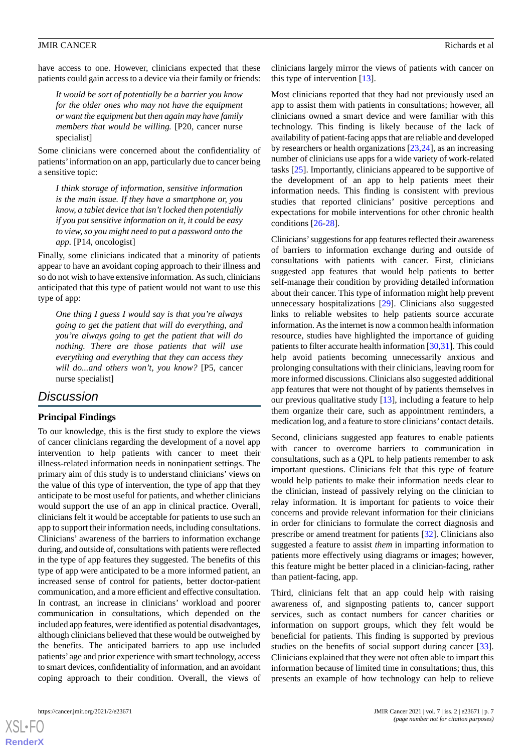have access to one. However, clinicians expected that these patients could gain access to a device via their family or friends:

> *It would be sort of potentially be a barrier you know for the older ones who may not have the equipment or want the equipment but then again may have family members that would be willing.* [P20, cancer nurse specialist]

Some clinicians were concerned about the confidentiality of patients' information on an app, particularly due to cancer being a sensitive topic:

> *I think storage of information, sensitive information is the main issue. If they have a smartphone or, you know, a tablet device that isn't locked then potentially if you put sensitive information on it, it could be easy to view, so you might need to put a password onto the app.* [P14, oncologist]

Finally, some clinicians indicated that a minority of patients appear to have an avoidant coping approach to their illness and so do not wish to have extensive information. As such, clinicians anticipated that this type of patient would not want to use this type of app:

> *One thing I guess I would say is that you're always going to get the patient that will do everything, and you're always going to get the patient that will do nothing. There are those patients that will use everything and everything that they can access they will do...and others won't, you know?* [P5, cancer nurse specialist]

## Discussion

### Principal Findings

To our knowledge, this is the first study to explore the views of cancer clinicians regarding the development of a novel app intervention to help patients with cancer to meet their illness-related information needs in noninpatient settings. The primary aim of this study is to understand clinicians' views on the value of this type of intervention, the type of app that they anticipate to be most useful for patients, and whether clinicians would support the use of an app in clinical practice. Overall, clinicians felt it would be acceptable for patients to use such an app to support their information needs, including consultations. Clinicians' awareness of the barriers to information exchange during, and outside of, consultations with patients were reflected in the type of app features they suggested. The benefits of this type of app were anticipated to be a more informed patient, an increased sense of control for patients, better doctor-patient communication, and a more efficient and effective consultation. In contrast, an increase in clinicians' workload and poorer communication in consultations, which depended on the included app features, were identified as potential disadvantages, although clinicians believed that these would be outweighed by the benefits. The anticipated barriers to app use included patients' age and prior experience with smart technology, access to smart devices, confidentiality of information, and an avoidant coping approach to their condition. Overall, the views of clinicians largely mirror the views of patients with cancer on this type of intervention [13].

Most clinicians reported that they had not previously used an app to assist them with patients in consultations; however, all clinicians owned a smart device and were familiar with this technology. This finding is likely because of the lack of availability of patient-facing apps that are reliable and developed by researchers or health organizations [23,24], as an increasing number of clinicians use apps for a wide variety of work-related tasks [25]. Importantly, clinicians appeared to be supportive of the development of an app to help patients meet their information needs. This finding is consistent with previous studies that reported clinicians' positive perceptions and expectations for mobile interventions for other chronic health conditions [26-28].

Clinicians' suggestions for app features reflected their awareness of barriers to information exchange during and outside of consultations with patients with cancer. First, clinicians suggested app features that would help patients to better self-manage their condition by providing detailed information about their cancer. This type of information might help prevent unnecessary hospitalizations [29]. Clinicians also suggested links to reliable websites to help patients source accurate information. As the internet is now a common health information resource, studies have highlighted the importance of guiding patients to filter accurate health information [30,31]. This could help avoid patients becoming unnecessarily anxious and prolonging consultations with their clinicians, leaving room for more informed discussions. Clinicians also suggested additional app features that were not thought of by patients themselves in our previous qualitative study [13], including a feature to help them organize their care, such as appointment reminders, a medication log, and a feature to store clinicians' contact details.

Second, clinicians suggested app features to enable patients with cancer to overcome barriers to communication in consultations, such as a QPL to help patients remember to ask important questions. Clinicians felt that this type of feature would help patients to make their information needs clear to the clinician, instead of passively relying on the clinician to relay information. It is important for patients to voice their concerns and provide relevant information for their clinicians in order for clinicians to formulate the correct diagnosis and prescribe or amend treatment for patients [32]. Clinicians also suggested a feature to assist *them* in imparting information to patients more effectively using diagrams or images; however, this feature might be better placed in a clinician-facing, rather than patient-facing, app.

Third, clinicians felt that an app could help with raising awareness of, and signposting patients to, cancer support services, such as contact numbers for cancer charities or information on support groups, which they felt would be beneficial for patients. This finding is supported by previous studies on the benefits of social support during cancer [33]. Clinicians explained that they were not often able to impart this information because of limited time in consultations; thus, this presents an example of how technology can help to relieve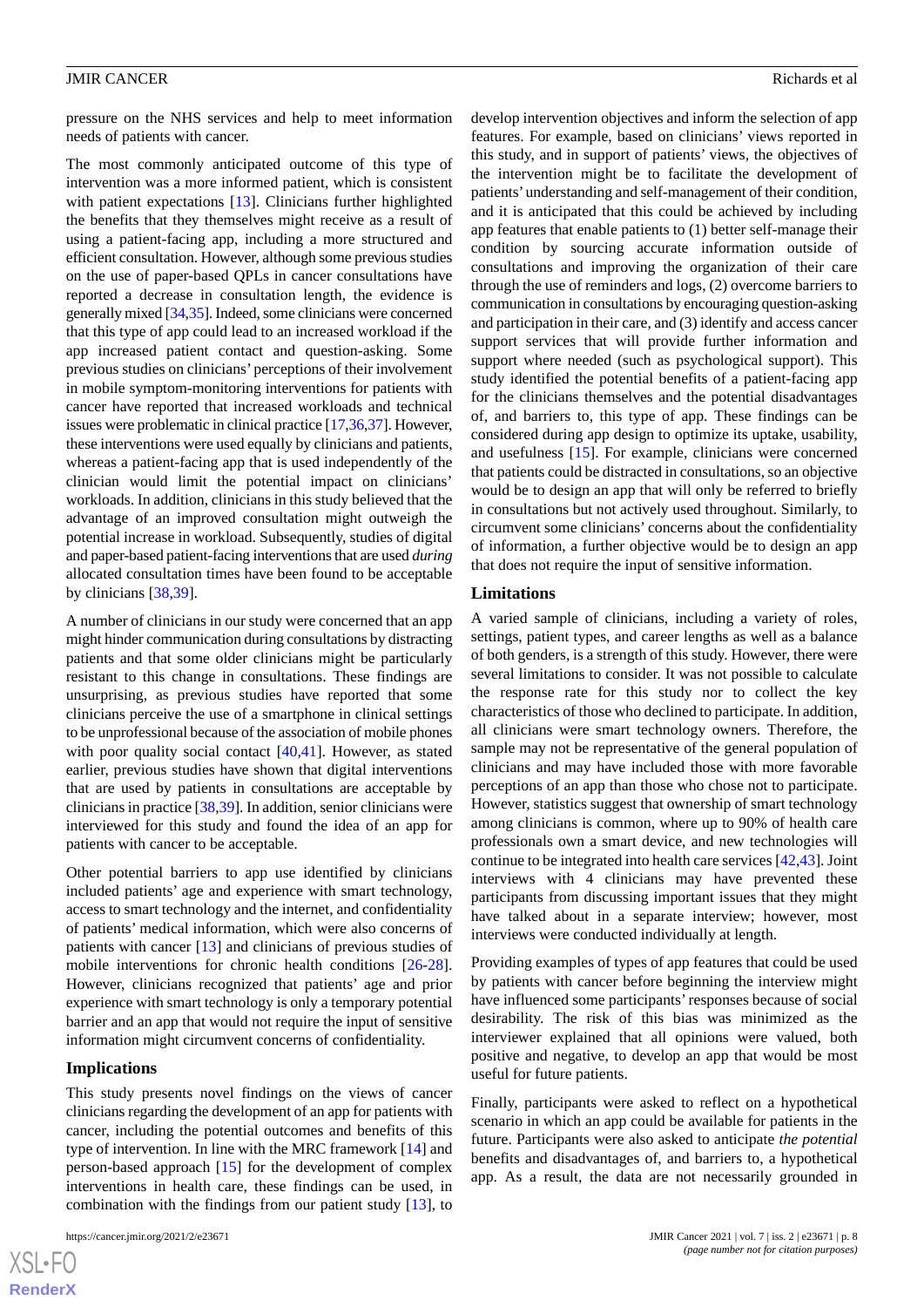pressure on the NHS services and help to meet information needs of patients with cancer.

The most commonly anticipated outcome of this type of intervention was a more informed patient, which is consistent with patient expectations [13]. Clinicians further highlighted the benefits that they themselves might receive as a result of using a patient-facing app, including a more structured and efficient consultation. However, although some previous studies on the use of paper-based QPLs in cancer consultations have reported a decrease in consultation length, the evidence is generally mixed [34,35]. Indeed, some clinicians were concerned that this type of app could lead to an increased workload if the app increased patient contact and question-asking. Some previous studies on clinicians' perceptions of their involvement in mobile symptom-monitoring interventions for patients with cancer have reported that increased workloads and technical issues were problematic in clinical practice [17,36,37]. However, these interventions were used equally by clinicians and patients, whereas a patient-facing app that is used independently of the clinician would limit the potential impact on clinicians' workloads. In addition, clinicians in this study believed that the advantage of an improved consultation might outweigh the potential increase in workload. Subsequently, studies of digital and paper-based patient-facing interventions that are used *during* allocated consultation times have been found to be acceptable by clinicians [38,39].

A number of clinicians in our study were concerned that an app might hinder communication during consultations by distracting patients and that some older clinicians might be particularly resistant to this change in consultations. These findings are unsurprising, as previous studies have reported that some clinicians perceive the use of a smartphone in clinical settings to be unprofessional because of the association of mobile phones with poor quality social contact [40,41]. However, as stated earlier, previous studies have shown that digital interventions that are used by patients in consultations are acceptable by clinicians in practice [38,39]. In addition, senior clinicians were interviewed for this study and found the idea of an app for patients with cancer to be acceptable.

Other potential barriers to app use identified by clinicians included patients' age and experience with smart technology, access to smart technology and the internet, and confidentiality of patients' medical information, which were also concerns of patients with cancer [13] and clinicians of previous studies of mobile interventions for chronic health conditions [26-28]. However, clinicians recognized that patients' age and prior experience with smart technology is only a temporary potential barrier and an app that would not require the input of sensitive information might circumvent concerns of confidentiality.

### Implications

This study presents novel findings on the views of cancer clinicians regarding the development of an app for patients with cancer, including the potential outcomes and benefits of this type of intervention. In line with the MRC framework [14] and person-based approach [15] for the development of complex interventions in health care, these findings can be used, in combination with the findings from our patient study [13], to develop intervention objectives and inform the selection of app features. For example, based on clinicians' views reported in this study, and in support of patients' views, the objectives of the intervention might be to facilitate the development of patients' understanding and self-management of their condition, and it is anticipated that this could be achieved by including app features that enable patients to (1) better self-manage their condition by sourcing accurate information outside of consultations and improving the organization of their care through the use of reminders and logs, (2) overcome barriers to communication in consultations by encouraging question-asking and participation in their care, and (3) identify and access cancer support services that will provide further information and support where needed (such as psychological support). This study identified the potential benefits of a patient-facing app for the clinicians themselves and the potential disadvantages of, and barriers to, this type of app. These findings can be considered during app design to optimize its uptake, usability, and usefulness [15]. For example, clinicians were concerned that patients could be distracted in consultations, so an objective would be to design an app that will only be referred to briefly in consultations but not actively used throughout. Similarly, to circumvent some clinicians' concerns about the confidentiality of information, a further objective would be to design an app that does not require the input of sensitive information.

### Limitations

A varied sample of clinicians, including a variety of roles, settings, patient types, and career lengths as well as a balance of both genders, is a strength of this study. However, there were several limitations to consider. It was not possible to calculate the response rate for this study nor to collect the key characteristics of those who declined to participate. In addition, all clinicians were smart technology owners. Therefore, the sample may not be representative of the general population of clinicians and may have included those with more favorable perceptions of an app than those who chose not to participate. However, statistics suggest that ownership of smart technology among clinicians is common, where up to 90% of health care professionals own a smart device, and new technologies will continue to be integrated into health care services [42,43]. Joint interviews with 4 clinicians may have prevented these participants from discussing important issues that they might have talked about in a separate interview; however, most interviews were conducted individually at length.

Providing examples of types of app features that could be used by patients with cancer before beginning the interview might have influenced some participants' responses because of social desirability. The risk of this bias was minimized as the interviewer explained that all opinions were valued, both positive and negative, to develop an app that would be most useful for future patients.

Finally, participants were asked to reflect on a hypothetical scenario in which an app could be available for patients in the future. Participants were also asked to anticipate *the potential* benefits and disadvantages of, and barriers to, a hypothetical app. As a result, the data are not necessarily grounded in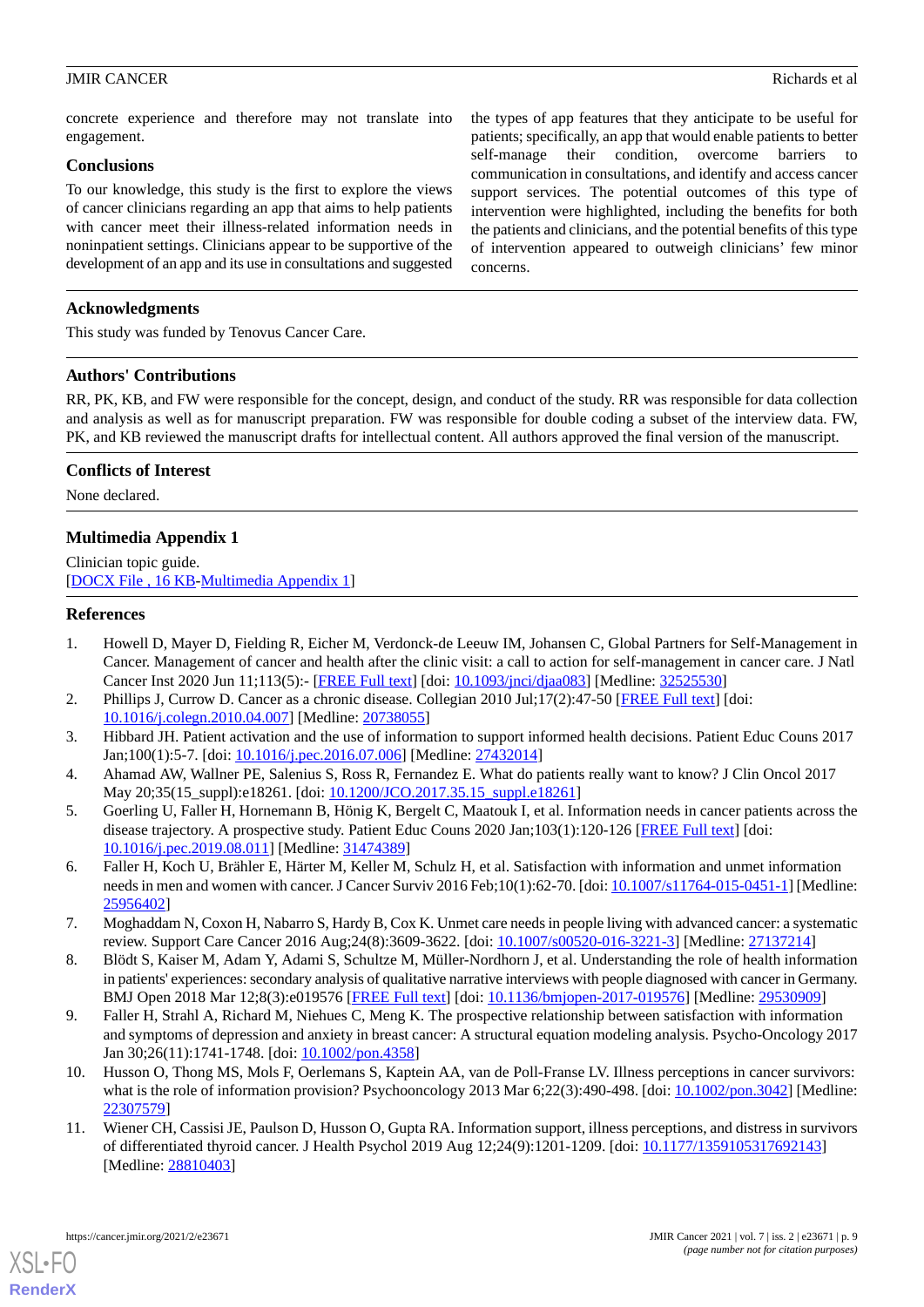concrete experience and therefore may not translate into engagement.

### Conclusions

To our knowledge, this study is the first to explore the views of cancer clinicians regarding an app that aims to help patients with cancer meet their illness-related information needs in noninpatient settings. Clinicians appear to be supportive of the development of an app and its use in consultations and suggested the types of app features that they anticipate to be useful for patients; specifically, an app that would enable patients to better self-manage their condition, overcome barriers to communication in consultations, and identify and access cancer support services. The potential outcomes of this type of intervention were highlighted, including the benefits for both the patients and clinicians, and the potential benefits of this type of intervention appeared to outweigh clinicians' few minor concerns.

## Acknowledgments

This study was funded by Tenovus Cancer Care.

## Authors' Contributions

RR, PK, KB, and FW were responsible for the concept, design, and conduct of the study. RR was responsible for data collection and analysis as well as for manuscript preparation. FW was responsible for double coding a subset of the interview data. FW, PK, and KB reviewed the manuscript drafts for intellectual content. All authors approved the final version of the manuscript.

## Conflicts of Interest

None declared.

## Multimedia Appendix 1

Clinician topic guide.
[DOCX File , 16 KB-Multimedia Appendix 1]

## References

1. Howell D, Mayer D, Fielding R, Eicher M, Verdonck-de Leeuw IM, Johansen C, Global Partners for Self-Management in Cancer. Management of cancer and health after the clinic visit: a call to action for self-management in cancer care. J Natl Cancer Inst 2020 Jun 11;113(5):- [FREE Full text] [doi: 10.1093/jnci/djaa083] [Medline: 32525530]
2. Phillips J, Currow D. Cancer as a chronic disease. Collegian 2010 Jul;17(2):47-50 [FREE Full text] [doi: 10.1016/j.colegn.2010.04.007] [Medline: 20738055]
3. Hibbard JH. Patient activation and the use of information to support informed health decisions. Patient Educ Couns 2017 Jan;100(1):5-7. [doi: 10.1016/j.pec.2016.07.006] [Medline: 27432014]
4. Ahamad AW, Wallner PE, Salenius S, Ross R, Fernandez E. What do patients really want to know? J Clin Oncol 2017 May 20;35(15_suppl):e18261. [doi: 10.1200/JCO.2017.35.15_suppl.e18261]
5. Goerling U, Faller H, Hornemann B, Hönig K, Bergelt C, Maatouk I, et al. Information needs in cancer patients across the disease trajectory. A prospective study. Patient Educ Couns 2020 Jan;103(1):120-126 [FREE Full text] [doi: 10.1016/j.pec.2019.08.011] [Medline: 31474389]
6. Faller H, Koch U, Brähler E, Härter M, Keller M, Schulz H, et al. Satisfaction with information and unmet information needs in men and women with cancer. J Cancer Surviv 2016 Feb;10(1):62-70. [doi: 10.1007/s11764-015-0451-1] [Medline: 25956402]
7. Moghaddam N, Coxon H, Nabarro S, Hardy B, Cox K. Unmet care needs in people living with advanced cancer: a systematic review. Support Care Cancer 2016 Aug;24(8):3609-3622. [doi: 10.1007/s00520-016-3221-3] [Medline: 27137214]
8. Blödt S, Kaiser M, Adam Y, Adami S, Schultze M, Müller-Nordhorn J, et al. Understanding the role of health information in patients' experiences: secondary analysis of qualitative narrative interviews with people diagnosed with cancer in Germany. BMJ Open 2018 Mar 12;8(3):e019576 [FREE Full text] [doi: 10.1136/bmjopen-2017-019576] [Medline: 29530909]
9. Faller H, Strahl A, Richard M, Niehues C, Meng K. The prospective relationship between satisfaction with information and symptoms of depression and anxiety in breast cancer: A structural equation modeling analysis. Psycho-Oncology 2017 Jan 30;26(11):1741-1748. [doi: 10.1002/pon.4358]
10. Husson O, Thong MS, Mols F, Oerlemans S, Kaptein AA, van de Poll-Franse LV. Illness perceptions in cancer survivors: what is the role of information provision? Psychooncology 2013 Mar 6;22(3):490-498. [doi: 10.1002/pon.3042] [Medline: 22307579]
11. Wiener CH, Cassisi JE, Paulson D, Husson O, Gupta RA. Information support, illness perceptions, and distress in survivors of differentiated thyroid cancer. J Health Psychol 2019 Aug 12;24(9):1201-1209. [doi: 10.1177/1359105317692143] [Medline: 28810403]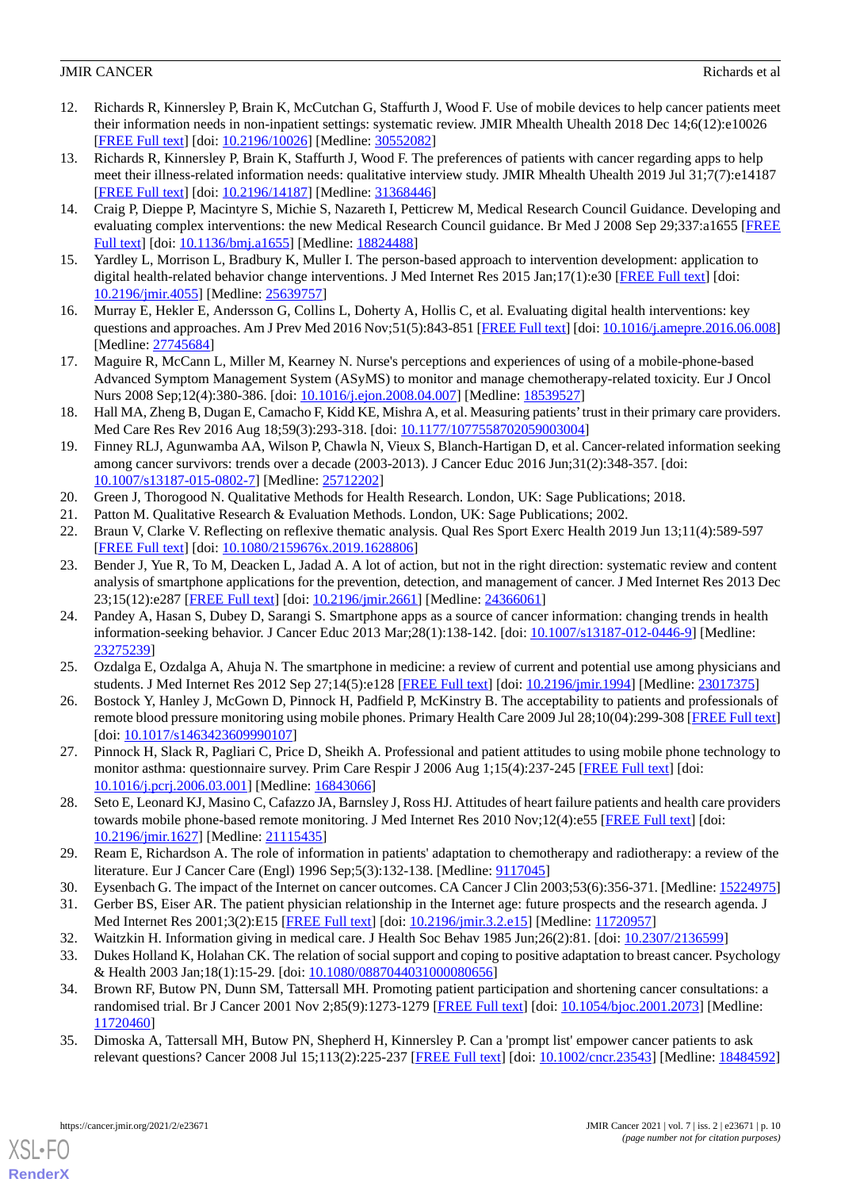12. Richards R, Kinnersley P, Brain K, McCutchan G, Staffurth J, Wood F. Use of mobile devices to help cancer patients meet their information needs in non-inpatient settings: systematic review. JMIR Mhealth Uhealth 2018 Dec 14;6(12):e10026 [FREE Full text] [doi: 10.2196/10026] [Medline: 30552082]
13. Richards R, Kinnersley P, Brain K, Staffurth J, Wood F. The preferences of patients with cancer regarding apps to help meet their illness-related information needs: qualitative interview study. JMIR Mhealth Uhealth 2019 Jul 31;7(7):e14187 [FREE Full text] [doi: 10.2196/14187] [Medline: 31368446]
14. Craig P, Dieppe P, Macintyre S, Michie S, Nazareth I, Petticrew M, Medical Research Council Guidance. Developing and evaluating complex interventions: the new Medical Research Council guidance. Br Med J 2008 Sep 29;337:a1655 [FREE Full text] [doi: 10.1136/bmj.a1655] [Medline: 18824488]
15. Yardley L, Morrison L, Bradbury K, Muller I. The person-based approach to intervention development: application to digital health-related behavior change interventions. J Med Internet Res 2015 Jan;17(1):e30 [FREE Full text] [doi: 10.2196/jmir.4055] [Medline: 25639757]
16. Murray E, Hekler E, Andersson G, Collins L, Doherty A, Hollis C, et al. Evaluating digital health interventions: key questions and approaches. Am J Prev Med 2016 Nov;51(5):843-851 [FREE Full text] [doi: 10.1016/j.amepre.2016.06.008] [Medline: 27745684]
17. Maguire R, McCann L, Miller M, Kearney N. Nurse's perceptions and experiences of using of a mobile-phone-based Advanced Symptom Management System (ASyMS) to monitor and manage chemotherapy-related toxicity. Eur J Oncol Nurs 2008 Sep;12(4):380-386. [doi: 10.1016/j.ejon.2008.04.007] [Medline: 18539527]
18. Hall MA, Zheng B, Dugan E, Camacho F, Kidd KE, Mishra A, et al. Measuring patients' trust in their primary care providers. Med Care Res Rev 2016 Aug 18;59(3):293-318. [doi: 10.1177/1077558702059003004]
19. Finney RLJ, Agunwamba AA, Wilson P, Chawla N, Vieux S, Blanch-Hartigan D, et al. Cancer-related information seeking among cancer survivors: trends over a decade (2003-2013). J Cancer Educ 2016 Jun;31(2):348-357. [doi: 10.1007/s13187-015-0802-7] [Medline: 25712202]
20. Green J, Thorogood N. Qualitative Methods for Health Research. London, UK: Sage Publications; 2018.
21. Patton M. Qualitative Research & Evaluation Methods. London, UK: Sage Publications; 2002.
22. Braun V, Clarke V. Reflecting on reflexive thematic analysis. Qual Res Sport Exerc Health 2019 Jun 13;11(4):589-597 [FREE Full text] [doi: 10.1080/2159676x.2019.1628806]
23. Bender J, Yue R, To M, Deacken L, Jadad A. A lot of action, but not in the right direction: systematic review and content analysis of smartphone applications for the prevention, detection, and management of cancer. J Med Internet Res 2013 Dec 23;15(12):e287 [FREE Full text] [doi: 10.2196/jmir.2661] [Medline: 24366061]
24. Pandey A, Hasan S, Dubey D, Sarangi S. Smartphone apps as a source of cancer information: changing trends in health information-seeking behavior. J Cancer Educ 2013 Mar;28(1):138-142. [doi: 10.1007/s13187-012-0446-9] [Medline: 23275239]
25. Ozdalga E, Ozdalga A, Ahuja N. The smartphone in medicine: a review of current and potential use among physicians and students. J Med Internet Res 2012 Sep 27;14(5):e128 [FREE Full text] [doi: 10.2196/jmir.1994] [Medline: 23017375]
26. Bostock Y, Hanley J, McGown D, Pinnock H, Padfield P, McKinstry B. The acceptability to patients and professionals of remote blood pressure monitoring using mobile phones. Primary Health Care 2009 Jul 28;10(04):299-308 [FREE Full text] [doi: 10.1017/s1463423609990107]
27. Pinnock H, Slack R, Pagliari C, Price D, Sheikh A. Professional and patient attitudes to using mobile phone technology to monitor asthma: questionnaire survey. Prim Care Respir J 2006 Aug 1;15(4):237-245 [FREE Full text] [doi: 10.1016/j.pcrj.2006.03.001] [Medline: 16843066]
28. Seto E, Leonard KJ, Masino C, Cafazzo JA, Barnsley J, Ross HJ. Attitudes of heart failure patients and health care providers towards mobile phone-based remote monitoring. J Med Internet Res 2010 Nov;12(4):e55 [FREE Full text] [doi: 10.2196/jmir.1627] [Medline: 21115435]
29. Ream E, Richardson A. The role of information in patients' adaptation to chemotherapy and radiotherapy: a review of the literature. Eur J Cancer Care (Engl) 1996 Sep;5(3):132-138. [Medline: 9117045]
30. Eysenbach G. The impact of the Internet on cancer outcomes. CA Cancer J Clin 2003;53(6):356-371. [Medline: 15224975]
31. Gerber BS, Eiser AR. The patient physician relationship in the Internet age: future prospects and the research agenda. J Med Internet Res 2001;3(2):E15 [FREE Full text] [doi: 10.2196/jmir.3.2.e15] [Medline: 11720957]
32. Waitzkin H. Information giving in medical care. J Health Soc Behav 1985 Jun;26(2):81. [doi: 10.2307/2136599]
33. Dukes Holland K, Holahan CK. The relation of social support and coping to positive adaptation to breast cancer. Psychology & Health 2003 Jan;18(1):15-29. [doi: 10.1080/0887044031000080656]
34. Brown RF, Butow PN, Dunn SM, Tattersall MH. Promoting patient participation and shortening cancer consultations: a randomised trial. Br J Cancer 2001 Nov 2;85(9):1273-1279 [FREE Full text] [doi: 10.1054/bjoc.2001.2073] [Medline: 11720460]
35. Dimoska A, Tattersall MH, Butow PN, Shepherd H, Kinnersley P. Can a 'prompt list' empower cancer patients to ask relevant questions? Cancer 2008 Jul 15;113(2):225-237 [FREE Full text] [doi: 10.1002/cncr.23543] [Medline: 18484592]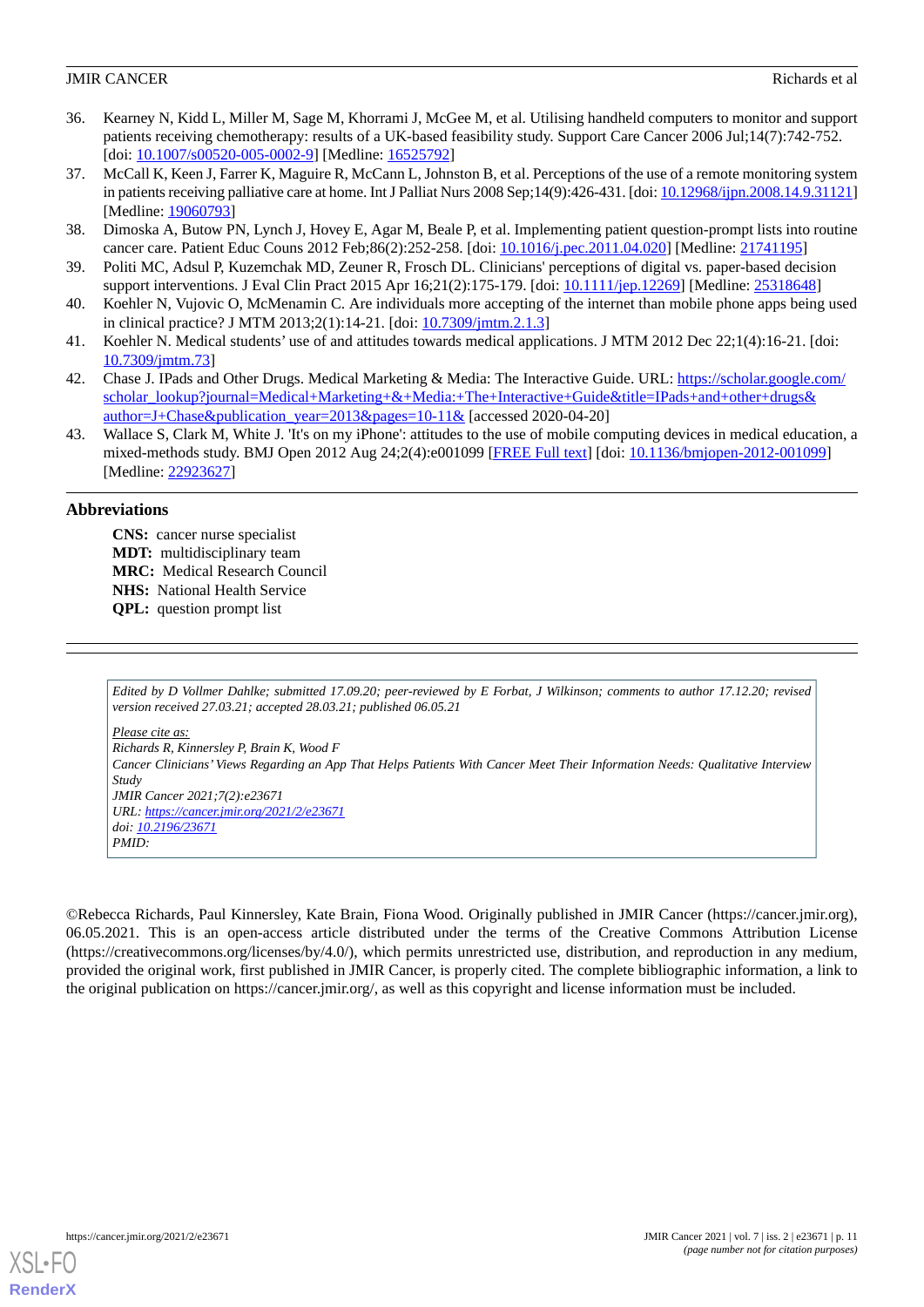36. Kearney N, Kidd L, Miller M, Sage M, Khorrami J, McGee M, et al. Utilising handheld computers to monitor and support patients receiving chemotherapy: results of a UK-based feasibility study. Support Care Cancer 2006 Jul;14(7):742-752. [doi: 10.1007/s00520-005-0002-9] [Medline: 16525792]
37. McCall K, Keen J, Farrer K, Maguire R, McCann L, Johnston B, et al. Perceptions of the use of a remote monitoring system in patients receiving palliative care at home. Int J Palliat Nurs 2008 Sep;14(9):426-431. [doi: 10.12968/ijpn.2008.14.9.31121] [Medline: 19060793]
38. Dimoska A, Butow PN, Lynch J, Hovey E, Agar M, Beale P, et al. Implementing patient question-prompt lists into routine cancer care. Patient Educ Couns 2012 Feb;86(2):252-258. [doi: 10.1016/j.pec.2011.04.020] [Medline: 21741195]
39. Politi MC, Adsul P, Kuzemchak MD, Zeuner R, Frosch DL. Clinicians' perceptions of digital vs. paper-based decision support interventions. J Eval Clin Pract 2015 Apr 16;21(2):175-179. [doi: 10.1111/jep.12269] [Medline: 25318648]
40. Koehler N, Vujovic O, McMenamin C. Are individuals more accepting of the internet than mobile phone apps being used in clinical practice? J MTM 2013;2(1):14-21. [doi: 10.7309/jmtm.2.1.3]
41. Koehler N. Medical students' use of and attitudes towards medical applications. J MTM 2012 Dec 22;1(4):16-21. [doi: 10.7309/jmtm.73]
42. Chase J. IPads and Other Drugs. Medical Marketing & Media: The Interactive Guide. URL: https://scholar.google.com/scholar_lookup?journal=Medical+Marketing+&+Media:+The+Interactive+Guide&title=IPads+and+other+drugs&author=J+Chase&publication_year=2013&pages=10-11& [accessed 2020-04-20]
43. Wallace S, Clark M, White J. 'It's on my iPhone': attitudes to the use of mobile computing devices in medical education, a mixed-methods study. BMJ Open 2012 Aug 24;2(4):e001099 [FREE Full text] [doi: 10.1136/bmjopen-2012-001099] [Medline: 22923627]

## Abbreviations

**CNS:** cancer nurse specialist
**MDT:** multidisciplinary team
**MRC:** Medical Research Council
**NHS:** National Health Service
**QPL:** question prompt list

*Edited by D Vollmer Dahlke; submitted 17.09.20; peer-reviewed by E Forbat, J Wilkinson; comments to author 17.12.20; revised version received 27.03.21; accepted 28.03.21; published 06.05.21*

*Please cite as:*
*Richards R, Kinnersley P, Brain K, Wood F*
*Cancer Clinicians' Views Regarding an App That Helps Patients With Cancer Meet Their Information Needs: Qualitative Interview Study*
*JMIR Cancer 2021;7(2):e23671*
*URL: https://cancer.jmir.org/2021/2/e23671*
*doi: 10.2196/23671*
*PMID:*

©Rebecca Richards, Paul Kinnersley, Kate Brain, Fiona Wood. Originally published in JMIR Cancer (https://cancer.jmir.org), 06.05.2021. This is an open-access article distributed under the terms of the Creative Commons Attribution License (https://creativecommons.org/licenses/by/4.0/), which permits unrestricted use, distribution, and reproduction in any medium, provided the original work, first published in JMIR Cancer, is properly cited. The complete bibliographic information, a link to the original publication on https://cancer.jmir.org/, as well as this copyright and license information must be included.